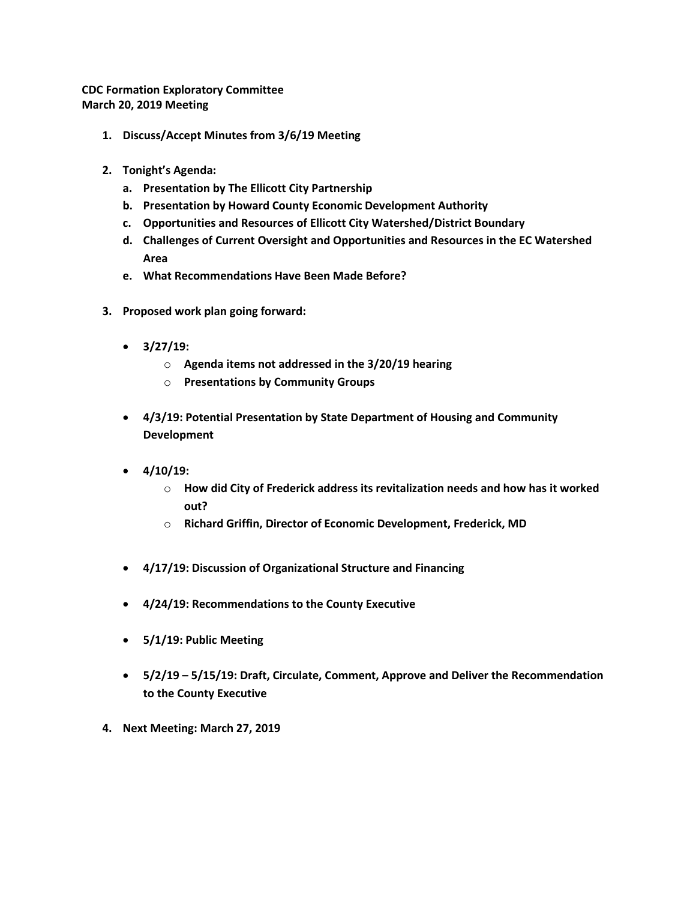**CDC Formation Exploratory Committee**
**March 20, 2019 Meeting**

1. **Discuss/Accept Minutes from 3/6/19 Meeting**

2. **Tonight's Agenda:**
   a. **Presentation by The Ellicott City Partnership**
   b. **Presentation by Howard County Economic Development Authority**
   c. **Opportunities and Resources of Ellicott City Watershed/District Boundary**
   d. **Challenges of Current Oversight and Opportunities and Resources in the EC Watershed Area**
   e. **What Recommendations Have Been Made Before?**

3. **Proposed work plan going forward:**

   - **3/27/19:**
     - **Agenda items not addressed in the 3/20/19 hearing**
     - **Presentations by Community Groups**

   - **4/3/19: Potential Presentation by State Department of Housing and Community Development**

   - **4/10/19:**
     - **How did City of Frederick address its revitalization needs and how has it worked out?**
     - **Richard Griffin, Director of Economic Development, Frederick, MD**

   - **4/17/19: Discussion of Organizational Structure and Financing**

   - **4/24/19: Recommendations to the County Executive**

   - **5/1/19: Public Meeting**

   - **5/2/19 – 5/15/19: Draft, Circulate, Comment, Approve and Deliver the Recommendation to the County Executive**

4. **Next Meeting: March 27, 2019**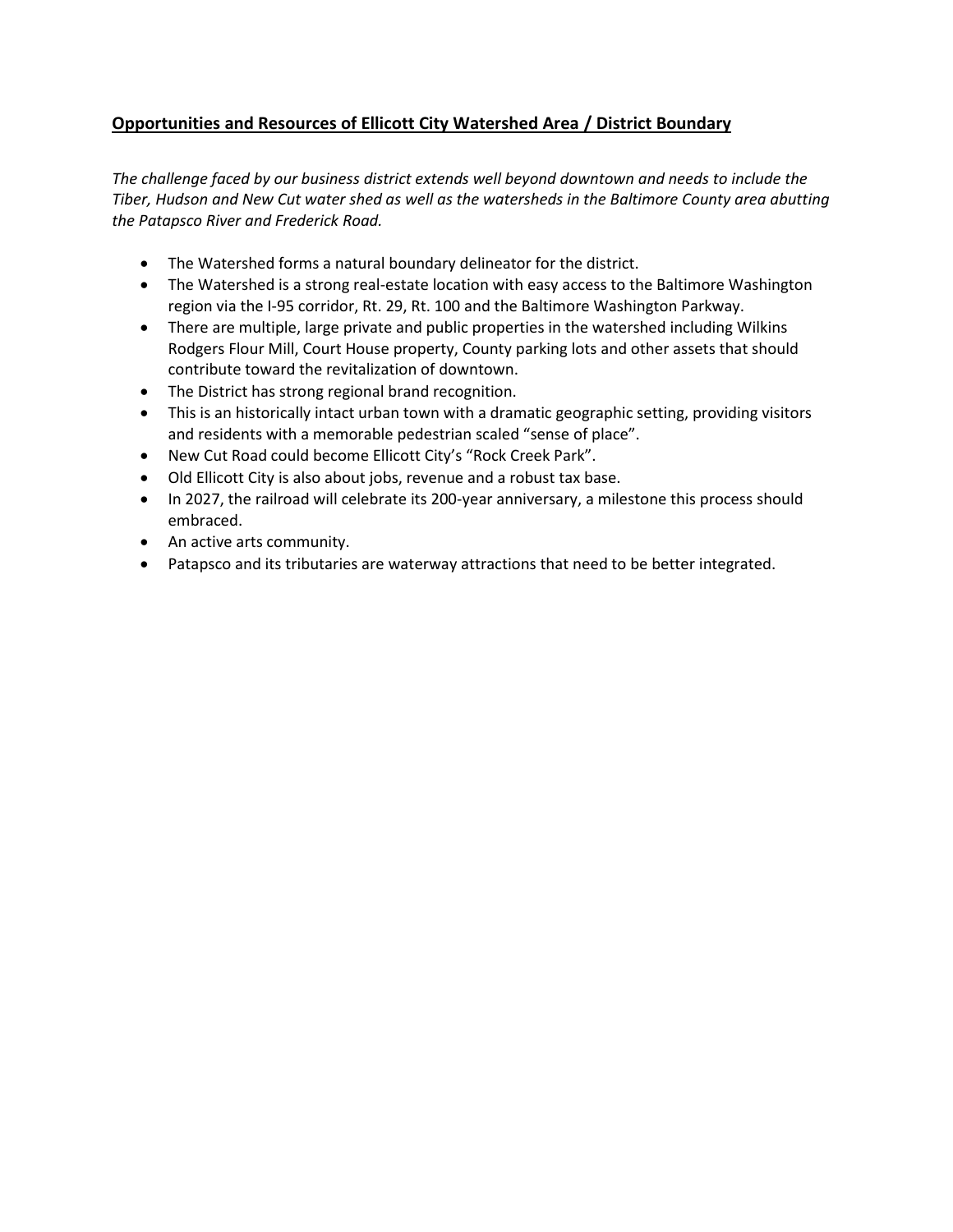## **Opportunities and Resources of Ellicott City Watershed Area / District Boundary**

*The challenge faced by our business district extends well beyond downtown and needs to include the Tiber, Hudson and New Cut water shed as well as the watersheds in the Baltimore County area abutting the Patapsco River and Frederick Road.*

- The Watershed forms a natural boundary delineator for the district.
- The Watershed is a strong real-estate location with easy access to the Baltimore Washington region via the I-95 corridor, Rt. 29, Rt. 100 and the Baltimore Washington Parkway.
- There are multiple, large private and public properties in the watershed including Wilkins Rodgers Flour Mill, Court House property, County parking lots and other assets that should contribute toward the revitalization of downtown.
- The District has strong regional brand recognition.
- This is an historically intact urban town with a dramatic geographic setting, providing visitors and residents with a memorable pedestrian scaled "sense of place".
- New Cut Road could become Ellicott City's "Rock Creek Park".
- Old Ellicott City is also about jobs, revenue and a robust tax base.
- In 2027, the railroad will celebrate its 200-year anniversary, a milestone this process should embraced.
- An active arts community.
- Patapsco and its tributaries are waterway attractions that need to be better integrated.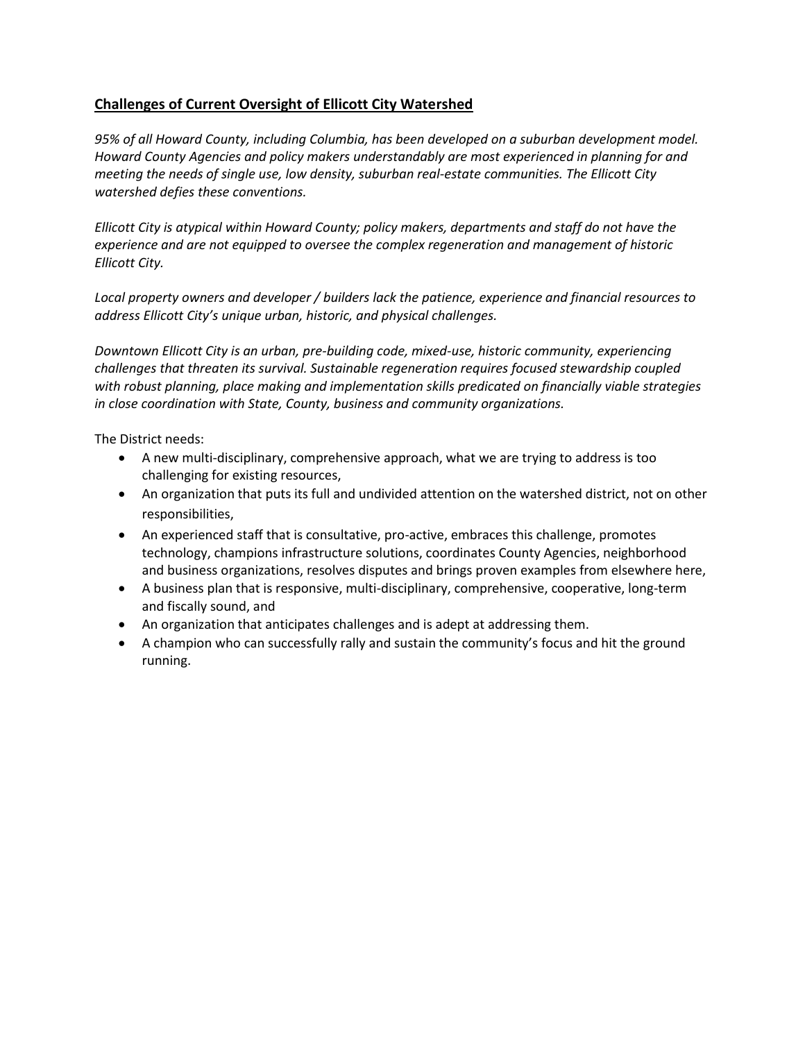## Challenges of Current Oversight of Ellicott City Watershed

*95% of all Howard County, including Columbia, has been developed on a suburban development model. Howard County Agencies and policy makers understandably are most experienced in planning for and meeting the needs of single use, low density, suburban real-estate communities. The Ellicott City watershed defies these conventions.*

*Ellicott City is atypical within Howard County; policy makers, departments and staff do not have the experience and are not equipped to oversee the complex regeneration and management of historic Ellicott City.*

*Local property owners and developer / builders lack the patience, experience and financial resources to address Ellicott City's unique urban, historic, and physical challenges.*

*Downtown Ellicott City is an urban, pre-building code, mixed-use, historic community, experiencing challenges that threaten its survival. Sustainable regeneration requires focused stewardship coupled with robust planning, place making and implementation skills predicated on financially viable strategies in close coordination with State, County, business and community organizations.*

The District needs:

- A new multi-disciplinary, comprehensive approach, what we are trying to address is too challenging for existing resources,
- An organization that puts its full and undivided attention on the watershed district, not on other responsibilities,
- An experienced staff that is consultative, pro-active, embraces this challenge, promotes technology, champions infrastructure solutions, coordinates County Agencies, neighborhood and business organizations, resolves disputes and brings proven examples from elsewhere here,
- A business plan that is responsive, multi-disciplinary, comprehensive, cooperative, long-term and fiscally sound, and
- An organization that anticipates challenges and is adept at addressing them.
- A champion who can successfully rally and sustain the community's focus and hit the ground running.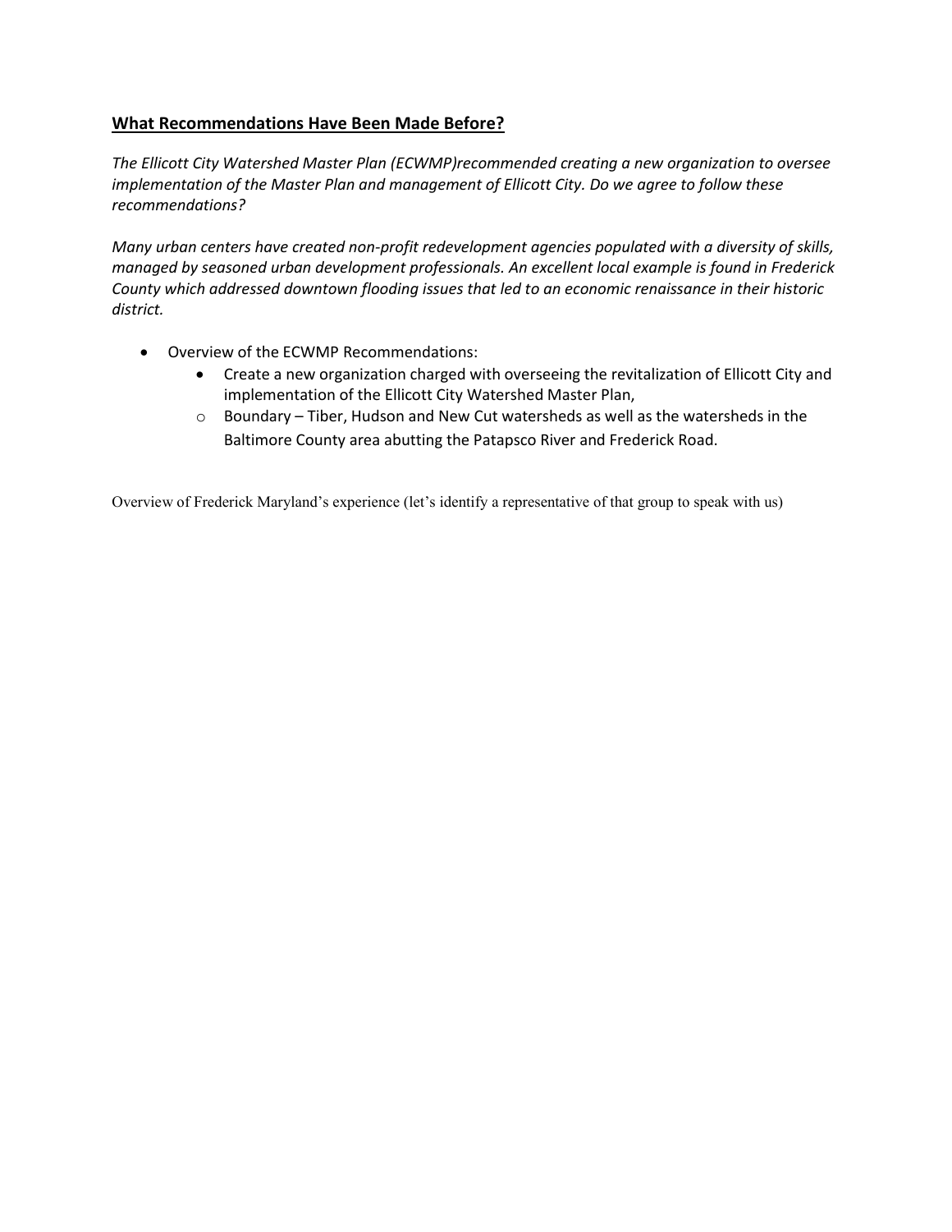## **What Recommendations Have Been Made Before?**

*The Ellicott City Watershed Master Plan (ECWMP)recommended creating a new organization to oversee implementation of the Master Plan and management of Ellicott City. Do we agree to follow these recommendations?*

*Many urban centers have created non-profit redevelopment agencies populated with a diversity of skills, managed by seasoned urban development professionals. An excellent local example is found in Frederick County which addressed downtown flooding issues that led to an economic renaissance in their historic district.*

- Overview of the ECWMP Recommendations:
    - Create a new organization charged with overseeing the revitalization of Ellicott City and implementation of the Ellicott City Watershed Master Plan,
    - Boundary – Tiber, Hudson and New Cut watersheds as well as the watersheds in the Baltimore County area abutting the Patapsco River and Frederick Road.

Overview of Frederick Maryland's experience (let's identify a representative of that group to speak with us)